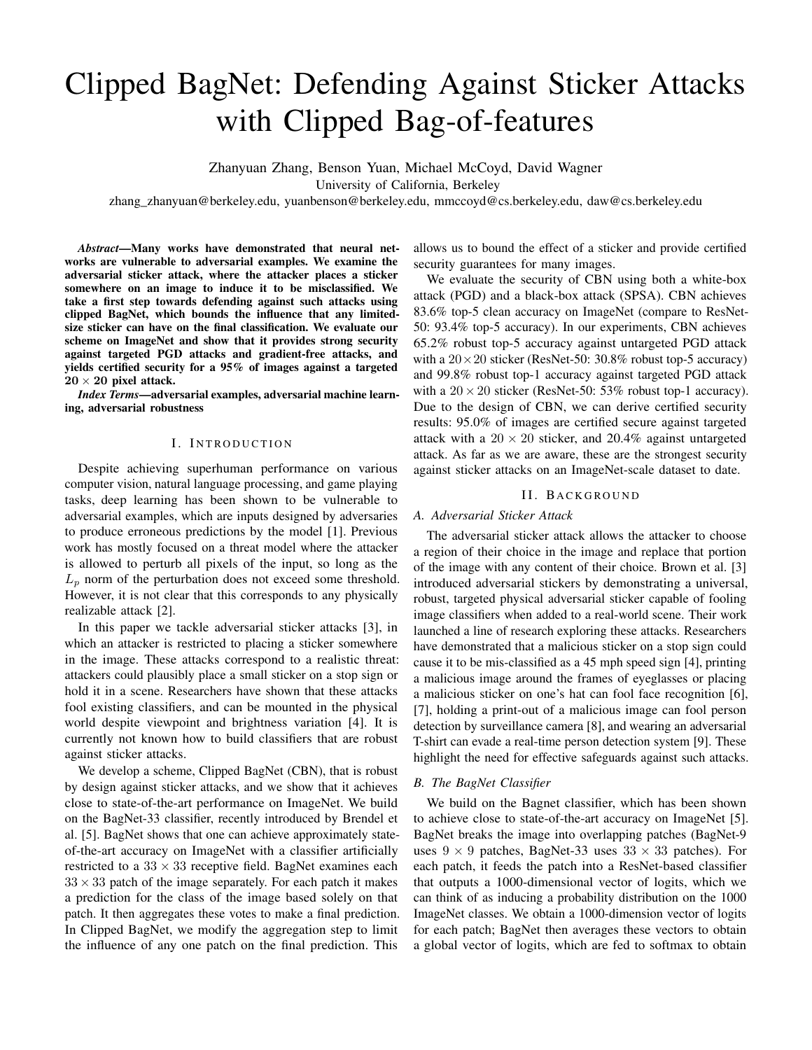# Clipped BagNet: Defending Against Sticker Attacks with Clipped Bag-of-features

Zhanyuan Zhang, Benson Yuan, Michael McCoyd, David Wagner

University of California, Berkeley

zhang_zhanyuan@berkeley.edu, yuanbenson@berkeley.edu, mmccoyd@cs.berkeley.edu, daw@cs.berkeley.edu

***Abstract*—Many works have demonstrated that neural networks are vulnerable to adversarial examples. We examine the adversarial sticker attack, where the attacker places a sticker somewhere on an image to induce it to be misclassified. We take a first step towards defending against such attacks using clipped BagNet, which bounds the influence that any limited-size sticker can have on the final classification. We evaluate our scheme on ImageNet and show that it provides strong security against targeted PGD attacks and gradient-free attacks, and yields certified security for a 95% of images against a targeted $20 \times 20$ pixel attack.**

***Index Terms*—adversarial examples, adversarial machine learning, adversarial robustness**

## I. Introduction

Despite achieving superhuman performance on various computer vision, natural language processing, and game playing tasks, deep learning has been shown to be vulnerable to adversarial examples, which are inputs designed by adversaries to produce erroneous predictions by the model [1]. Previous work has mostly focused on a threat model where the attacker is allowed to perturb all pixels of the input, so long as the $L_p$ norm of the perturbation does not exceed some threshold. However, it is not clear that this corresponds to any physically realizable attack [2].

In this paper we tackle adversarial sticker attacks [3], in which an attacker is restricted to placing a sticker somewhere in the image. These attacks correspond to a realistic threat: attackers could plausibly place a small sticker on a stop sign or hold it in a scene. Researchers have shown that these attacks fool existing classifiers, and can be mounted in the physical world despite viewpoint and brightness variation [4]. It is currently not known how to build classifiers that are robust against sticker attacks.

We develop a scheme, Clipped BagNet (CBN), that is robust by design against sticker attacks, and we show that it achieves close to state-of-the-art performance on ImageNet. We build on the BagNet-33 classifier, recently introduced by Brendel et al. [5]. BagNet shows that one can achieve approximately state-of-the-art accuracy on ImageNet with a classifier artificially restricted to a $33 \times 33$ receptive field. BagNet examines each $33 \times 33$ patch of the image separately. For each patch it makes a prediction for the class of the image based solely on that patch. It then aggregates these votes to make a final prediction. In Clipped BagNet, we modify the aggregation step to limit the influence of any one patch on the final prediction. This allows us to bound the effect of a sticker and provide certified security guarantees for many images.

We evaluate the security of CBN using both a white-box attack (PGD) and a black-box attack (SPSA). CBN achieves 83.6% top-5 clean accuracy on ImageNet (compare to ResNet-50: 93.4% top-5 accuracy). In our experiments, CBN achieves 65.2% robust top-5 accuracy against untargeted PGD attack with a $20\times20$ sticker (ResNet-50: 30.8% robust top-5 accuracy) and 99.8% robust top-1 accuracy against targeted PGD attack with a $20\times20$ sticker (ResNet-50: 53% robust top-1 accuracy). Due to the design of CBN, we can derive certified security results: 95.0% of images are certified secure against targeted attack with a $20 \times 20$ sticker, and 20.4% against untargeted attack. As far as we are aware, these are the strongest security against sticker attacks on an ImageNet-scale dataset to date.

## II. Background

### A. Adversarial Sticker Attack

The adversarial sticker attack allows the attacker to choose a region of their choice in the image and replace that portion of the image with any content of their choice. Brown et al. [3] introduced adversarial stickers by demonstrating a universal, robust, targeted physical adversarial sticker capable of fooling image classifiers when added to a real-world scene. Their work launched a line of research exploring these attacks. Researchers have demonstrated that a malicious sticker on a stop sign could cause it to be mis-classified as a 45 mph speed sign [4], printing a malicious image around the frames of eyeglasses or placing a malicious sticker on one's hat can fool face recognition [6], [7], holding a print-out of a malicious image can fool person detection by surveillance camera [8], and wearing an adversarial T-shirt can evade a real-time person detection system [9]. These highlight the need for effective safeguards against such attacks.

### B. The BagNet Classifier

We build on the Bagnet classifier, which has been shown to achieve close to state-of-the-art accuracy on ImageNet [5]. BagNet breaks the image into overlapping patches (BagNet-9 uses $9 \times 9$ patches, BagNet-33 uses $33 \times 33$ patches). For each patch, it feeds the patch into a ResNet-based classifier that outputs a 1000-dimensional vector of logits, which we can think of as inducing a probability distribution on the 1000 ImageNet classes. We obtain a 1000-dimension vector of logits for each patch; BagNet then averages these vectors to obtain a global vector of logits, which are fed to softmax to obtain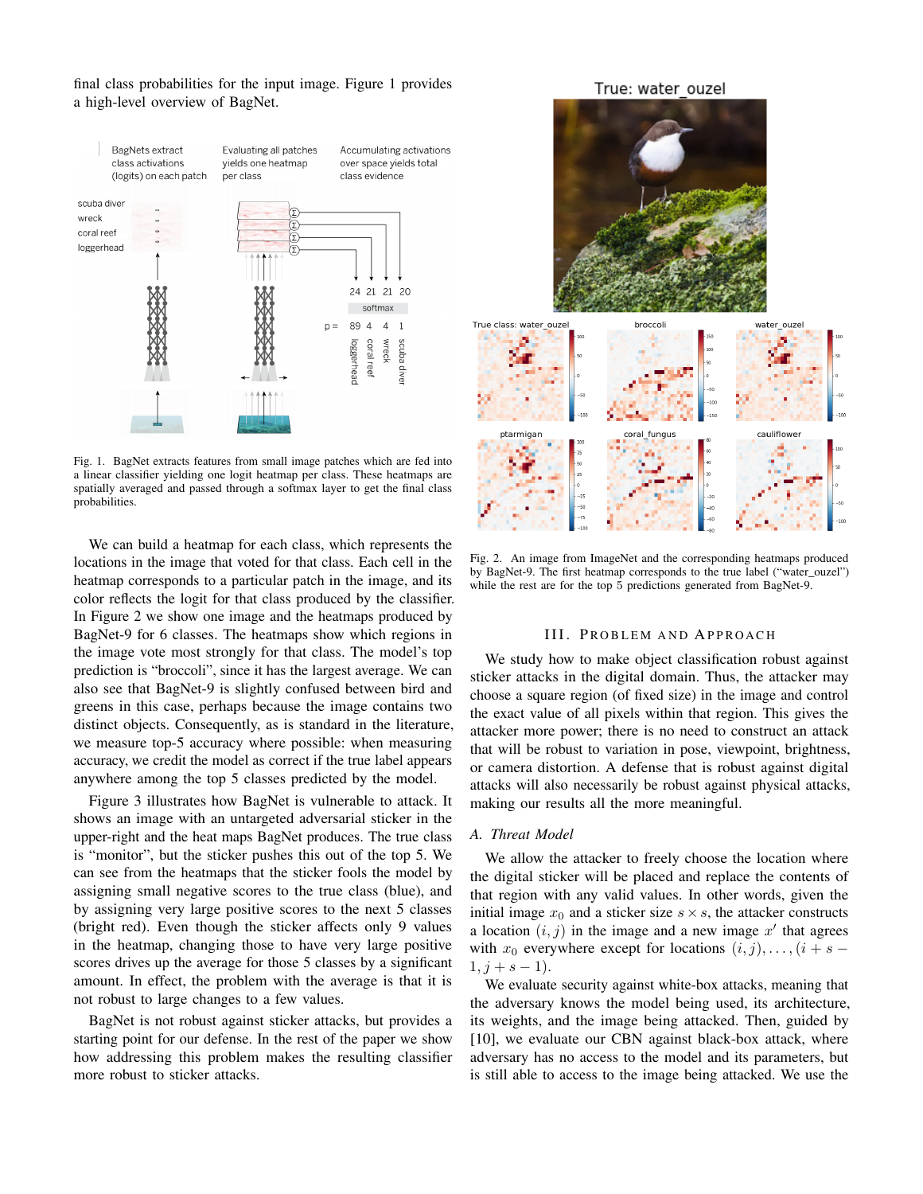final class probabilities for the input image. Figure 1 provides a high-level overview of BagNet.

Fig. 1. BagNet extracts features from small image patches which are fed into a linear classifier yielding one logit heatmap per class. These heatmaps are spatially averaged and passed through a softmax layer to get the final class probabilities.

We can build a heatmap for each class, which represents the locations in the image that voted for that class. Each cell in the heatmap corresponds to a particular patch in the image, and its color reflects the logit for that class produced by the classifier. In Figure 2 we show one image and the heatmaps produced by BagNet-9 for 6 classes. The heatmaps show which regions in the image vote most strongly for that class. The model's top prediction is "broccoli", since it has the largest average. We can also see that BagNet-9 is slightly confused between bird and greens in this case, perhaps because the image contains two distinct objects. Consequently, as is standard in the literature, we measure top-5 accuracy where possible: when measuring accuracy, we credit the model as correct if the true label appears anywhere among the top 5 classes predicted by the model.

Figure 3 illustrates how BagNet is vulnerable to attack. It shows an image with an untargeted adversarial sticker in the upper-right and the heat maps BagNet produces. The true class is "monitor", but the sticker pushes this out of the top 5. We can see from the heatmaps that the sticker fools the model by assigning small negative scores to the true class (blue), and by assigning very large positive scores to the next 5 classes (bright red). Even though the sticker affects only 9 values in the heatmap, changing those to have very large positive scores drives up the average for those 5 classes by a significant amount. In effect, the problem with the average is that it is not robust to large changes to a few values.

BagNet is not robust against sticker attacks, but provides a starting point for our defense. In the rest of the paper we show how addressing this problem makes the resulting classifier more robust to sticker attacks.

Fig. 2. An image from ImageNet and the corresponding heatmaps produced by BagNet-9. The first heatmap corresponds to the true label ("water_ouzel") while the rest are for the top 5 predictions generated from BagNet-9.

## III. Problem and Approach

We study how to make object classification robust against sticker attacks in the digital domain. Thus, the attacker may choose a square region (of fixed size) in the image and control the exact value of all pixels within that region. This gives the attacker more power; there is no need to construct an attack that will be robust to variation in pose, viewpoint, brightness, or camera distortion. A defense that is robust against digital attacks will also necessarily be robust against physical attacks, making our results all the more meaningful.

### A. Threat Model

We allow the attacker to freely choose the location where the digital sticker will be placed and replace the contents of that region with any valid values. In other words, given the initial image $x_0$ and a sticker size $s \times s$, the attacker constructs a location $(i, j)$ in the image and a new image $x'$ that agrees with $x_0$ everywhere except for locations $(i, j), \dots, (i + s - 1, j + s - 1)$.

We evaluate security against white-box attacks, meaning that the adversary knows the model being used, its architecture, its weights, and the image being attacked. Then, guided by [10], we evaluate our CBN against black-box attack, where adversary has no access to the model and its parameters, but is still able to access to the image being attacked. We use the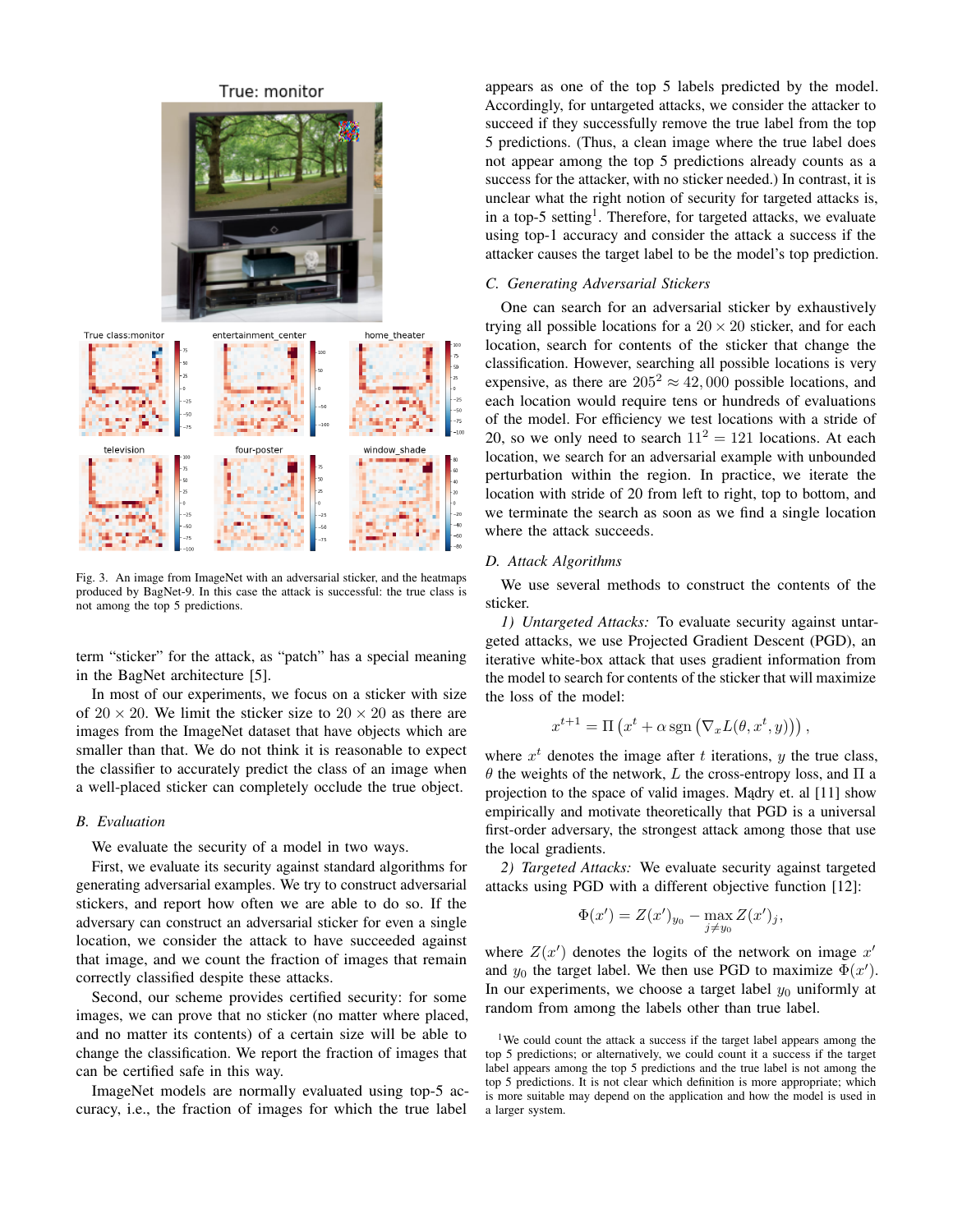Fig. 3. An image from ImageNet with an adversarial sticker, and the heatmaps produced by BagNet-9. In this case the attack is successful: the true class is not among the top 5 predictions.

term "sticker" for the attack, as "patch" has a special meaning in the BagNet architecture [5].

In most of our experiments, we focus on a sticker with size of $20 \times 20$. We limit the sticker size to $20 \times 20$ as there are images from the ImageNet dataset that have objects which are smaller than that. We do not think it is reasonable to expect the classifier to accurately predict the class of an image when a well-placed sticker can completely occlude the true object.

### B. Evaluation

We evaluate the security of a model in two ways.

First, we evaluate its security against standard algorithms for generating adversarial examples. We try to construct adversarial stickers, and report how often we are able to do so. If the adversary can construct an adversarial sticker for even a single location, we consider the attack to have succeeded against that image, and we count the fraction of images that remain correctly classified despite these attacks.

Second, our scheme provides certified security: for some images, we can prove that no sticker (no matter where placed, and no matter its contents) of a certain size will be able to change the classification. We report the fraction of images that can be certified safe in this way.

ImageNet models are normally evaluated using top-5 accuracy, i.e., the fraction of images for which the true label appears as one of the top 5 labels predicted by the model. Accordingly, for untargeted attacks, we consider the attacker to succeed if they successfully remove the true label from the top 5 predictions. (Thus, a clean image where the true label does not appear among the top 5 predictions already counts as a success for the attacker, with no sticker needed.) In contrast, it is unclear what the right notion of security for targeted attacks is, in a top-5 setting[1]. Therefore, for targeted attacks, we evaluate using top-1 accuracy and consider the attack a success if the attacker causes the target label to be the model's top prediction.

### C. Generating Adversarial Stickers

One can search for an adversarial sticker by exhaustively trying all possible locations for a $20 \times 20$ sticker, and for each location, search for contents of the sticker that change the classification. However, searching all possible locations is very expensive, as there are $205^2 \approx 42{,}000$ possible locations, and each location would require tens or hundreds of evaluations of the model. For efficiency we test locations with a stride of 20, so we only need to search $11^2 = 121$ locations. At each location, we search for an adversarial example with unbounded perturbation within the region. In practice, we iterate the location with stride of 20 from left to right, top to bottom, and we terminate the search as soon as we find a single location where the attack succeeds.

### D. Attack Algorithms

We use several methods to construct the contents of the sticker.

*1) Untargeted Attacks:* To evaluate security against untargeted attacks, we use Projected Gradient Descent (PGD), an iterative white-box attack that uses gradient information from the model to search for contents of the sticker that will maximize the loss of the model:

$$x^{t+1} = \Pi \left( x^t + \alpha \operatorname{sgn} \left( \nabla_x L(\theta, x^t, y) \right) \right),$$

where $x^t$ denotes the image after $t$ iterations, $y$ the true class, $\theta$ the weights of the network, $L$ the cross-entropy loss, and $\Pi$ a projection to the space of valid images. Mądry et. al [11] show empirically and motivate theoretically that PGD is a universal first-order adversary, the strongest attack among those that use the local gradients.

*2) Targeted Attacks:* We evaluate security against targeted attacks using PGD with a different objective function [12]:

$$\Phi(x') = Z(x')_{y_0} - \max_{j \neq y_0} Z(x')_j,$$

where $Z(x')$ denotes the logits of the network on image $x'$ and $y_0$ the target label. We then use PGD to maximize $\Phi(x')$. In our experiments, we choose a target label $y_0$ uniformly at random from among the labels other than true label.

[1] We could count the attack a success if the target label appears among the top 5 predictions; or alternatively, we could count it a success if the target label appears among the top 5 predictions and the true label is not among the top 5 predictions. It is not clear which definition is more appropriate; which is more suitable may depend on the application and how the model is used in a larger system.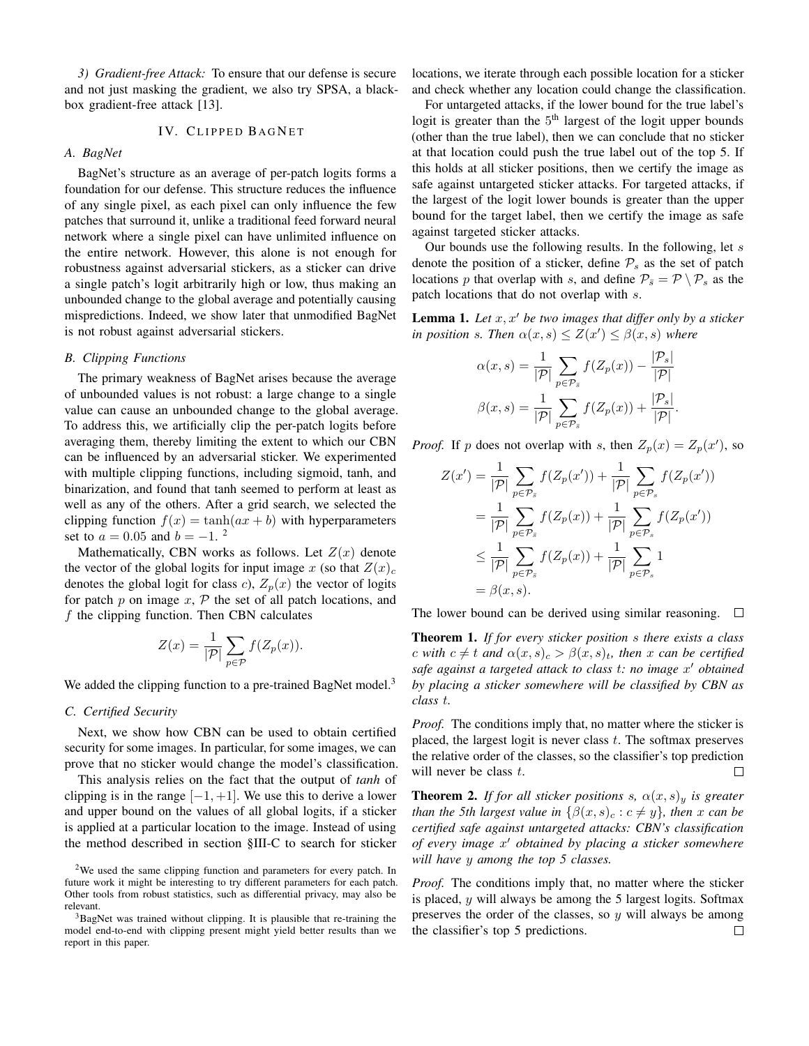*3) Gradient-free Attack:* To ensure that our defense is secure and not just masking the gradient, we also try SPSA, a black-box gradient-free attack [13].

## IV. Clipped BagNet

### A. BagNet

BagNet's structure as an average of per-patch logits forms a foundation for our defense. This structure reduces the influence of any single pixel, as each pixel can only influence the few patches that surround it, unlike a traditional feed forward neural network where a single pixel can have unlimited influence on the entire network. However, this alone is not enough for robustness against adversarial stickers, as a sticker can drive a single patch's logit arbitrarily high or low, thus making an unbounded change to the global average and potentially causing mispredictions. Indeed, we show later that unmodified BagNet is not robust against adversarial stickers.

### B. Clipping Functions

The primary weakness of BagNet arises because the average of unbounded values is not robust: a large change to a single value can cause an unbounded change to the global average. To address this, we artificially clip the per-patch logits before averaging them, thereby limiting the extent to which our CBN can be influenced by an adversarial sticker. We experimented with multiple clipping functions, including sigmoid, tanh, and binarization, and found that tanh seemed to perform at least as well as any of the others. After a grid search, we selected the clipping function $f(x) = \tanh(ax + b)$ with hyperparameters set to $a = 0.05$ and $b = -1$. [2]

Mathematically, CBN works as follows. Let $Z(x)$ denote the vector of the global logits for input image $x$ (so that $Z(x)_c$ denotes the global logit for class $c$), $Z_p(x)$ the vector of logits for patch $p$ on image $x$, $\mathcal{P}$ the set of all patch locations, and $f$ the clipping function. Then CBN calculates

$$Z(x) = \frac{1}{|\mathcal{P}|} \sum_{p \in \mathcal{P}} f(Z_p(x)).$$

We added the clipping function to a pre-trained BagNet model.[3]

### C. Certified Security

Next, we show how CBN can be used to obtain certified security for some images. In particular, for some images, we can prove that no sticker would change the model's classification.

This analysis relies on the fact that the output of *tanh* of clipping is in the range $[-1, +1]$. We use this to derive a lower and upper bound on the values of all global logits, if a sticker is applied at a particular location to the image. Instead of using the method described in section §III-C to search for sticker locations, we iterate through each possible location for a sticker and check whether any location could change the classification.

For untargeted attacks, if the lower bound for the true label's logit is greater than the $5^{\text{th}}$ largest of the logit upper bounds (other than the true label), then we can conclude that no sticker at that location could push the true label out of the top 5. If this holds at all sticker positions, then we certify the image as safe against untargeted sticker attacks. For targeted attacks, if the largest of the logit lower bounds is greater than the upper bound for the target label, then we certify the image as safe against targeted sticker attacks.

Our bounds use the following results. In the following, let $s$ denote the position of a sticker, define $\mathcal{P}_s$ as the set of patch locations $p$ that overlap with $s$, and define $\mathcal{P}_{\bar{s}} = \mathcal{P} \setminus \mathcal{P}_s$ as the patch locations that do not overlap with $s$.

**Lemma 1.** *Let $x, x'$ be two images that differ only by a sticker in position $s$. Then $\alpha(x, s) \le Z(x') \le \beta(x, s)$ where*

$$\alpha(x, s) = \frac{1}{|\mathcal{P}|} \sum_{p \in \mathcal{P}_{\bar{s}}} f(Z_p(x)) - \frac{|\mathcal{P}_s|}{|\mathcal{P}|}$$

$$\beta(x, s) = \frac{1}{|\mathcal{P}|} \sum_{p \in \mathcal{P}_{\bar{s}}} f(Z_p(x)) + \frac{|\mathcal{P}_s|}{|\mathcal{P}|}.$$

*Proof.* If $p$ does not overlap with $s$, then $Z_p(x) = Z_p(x')$, so

$$\begin{aligned} Z(x') &= \frac{1}{|\mathcal{P}|} \sum_{p \in \mathcal{P}_{\bar{s}}} f(Z_p(x')) + \frac{1}{|\mathcal{P}|} \sum_{p \in \mathcal{P}_s} f(Z_p(x')) \\ &= \frac{1}{|\mathcal{P}|} \sum_{p \in \mathcal{P}_{\bar{s}}} f(Z_p(x)) + \frac{1}{|\mathcal{P}|} \sum_{p \in \mathcal{P}_s} f(Z_p(x')) \\ &\le \frac{1}{|\mathcal{P}|} \sum_{p \in \mathcal{P}_{\bar{s}}} f(Z_p(x)) + \frac{1}{|\mathcal{P}|} \sum_{p \in \mathcal{P}_s} 1 \\ &= \beta(x, s). \end{aligned}$$

The lower bound can be derived using similar reasoning. □

**Theorem 1.** *If for every sticker position $s$ there exists a class $c$ with $c \ne t$ and $\alpha(x, s)_c > \beta(x, s)_t$, then $x$ can be certified safe against a targeted attack to class $t$: no image $x'$ obtained by placing a sticker somewhere will be classified by CBN as class $t$.*

*Proof.* The conditions imply that, no matter where the sticker is placed, the largest logit is never class $t$. The softmax preserves the relative order of the classes, so the classifier's top prediction will never be class $t$. □

**Theorem 2.** *If for all sticker positions $s$, $\alpha(x, s)_y$ is greater than the 5th largest value in $\{\beta(x, s)_c : c \ne y\}$, then $x$ can be certified safe against untargeted attacks: CBN's classification of every image $x'$ obtained by placing a sticker somewhere will have $y$ among the top 5 classes.*

*Proof.* The conditions imply that, no matter where the sticker is placed, $y$ will always be among the 5 largest logits. Softmax preserves the order of the classes, so $y$ will always be among the classifier's top 5 predictions. □

[2] We used the same clipping function and parameters for every patch. In future work it might be interesting to try different parameters for each patch. Other tools from robust statistics, such as differential privacy, may also be relevant.

[3] BagNet was trained without clipping. It is plausible that re-training the model end-to-end with clipping present might yield better results than we report in this paper.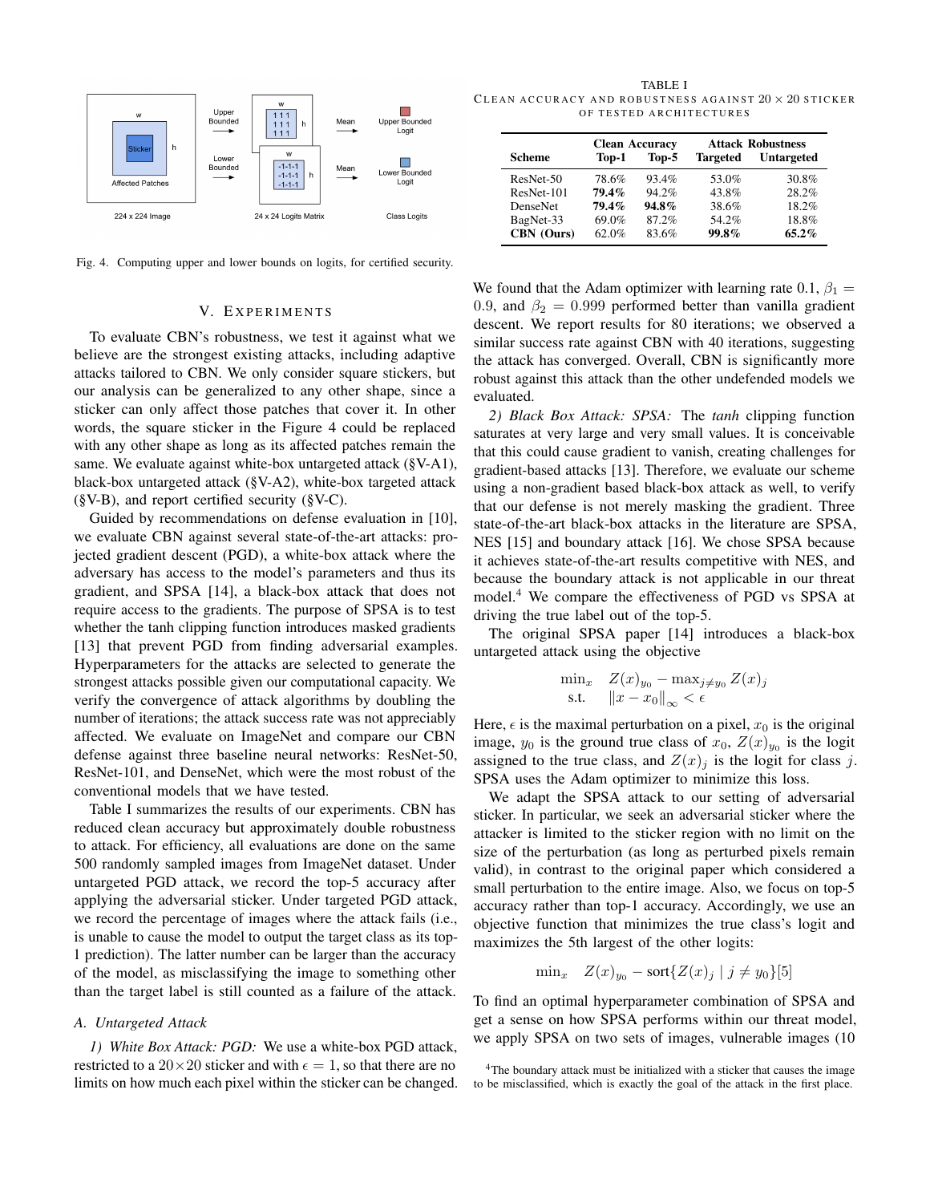Fig. 4. Computing upper and lower bounds on logits, for certified security.

TABLE I
CLEAN ACCURACY AND ROBUSTNESS AGAINST $20 \times 20$ STICKER OF TESTED ARCHITECTURES

| Scheme | Clean Accuracy | | Attack Robustness | |
|---|---|---|---|---|
| | Top-1 | Top-5 | Targeted | Untargeted |
| ResNet-50 | 78.6% | 93.4% | 53.0% | 30.8% |
| ResNet-101 | **79.4%** | 94.2% | 43.8% | 28.2% |
| DenseNet | **79.4%** | **94.8%** | 38.6% | 18.2% |
| BagNet-33 | 69.0% | 87.2% | 54.2% | 18.8% |
| **CBN (Ours)** | 62.0% | 83.6% | **99.8%** | **65.2%** |

## V. EXPERIMENTS

To evaluate CBN's robustness, we test it against what we believe are the strongest existing attacks, including adaptive attacks tailored to CBN. We only consider square stickers, but our analysis can be generalized to any other shape, since a sticker can only affect those patches that cover it. In other words, the square sticker in the Figure 4 could be replaced with any other shape as long as its affected patches remain the same. We evaluate against white-box untargeted attack (§V-A1), black-box untargeted attack (§V-A2), white-box targeted attack (§V-B), and report certified security (§V-C).

Guided by recommendations on defense evaluation in [10], we evaluate CBN against several state-of-the-art attacks: projected gradient descent (PGD), a white-box attack where the adversary has access to the model's parameters and thus its gradient, and SPSA [14], a black-box attack that does not require access to the gradients. The purpose of SPSA is to test whether the tanh clipping function introduces masked gradients [13] that prevent PGD from finding adversarial examples. Hyperparameters for the attacks are selected to generate the strongest attacks possible given our computational capacity. We verify the convergence of attack algorithms by doubling the number of iterations; the attack success rate was not appreciably affected. We evaluate on ImageNet and compare our CBN defense against three baseline neural networks: ResNet-50, ResNet-101, and DenseNet, which were the most robust of the conventional models that we have tested.

Table I summarizes the results of our experiments. CBN has reduced clean accuracy but approximately double robustness to attack. For efficiency, all evaluations are done on the same 500 randomly sampled images from ImageNet dataset. Under untargeted PGD attack, we record the top-5 accuracy after applying the adversarial sticker. Under targeted PGD attack, we record the percentage of images where the attack fails (i.e., is unable to cause the model to output the target class as its top-1 prediction). The latter number can be larger than the accuracy of the model, as misclassifying the image to something other than the target label is still counted as a failure of the attack.

### A. Untargeted Attack

*1) White Box Attack: PGD:* We use a white-box PGD attack, restricted to a $20\times 20$ sticker and with $\epsilon = 1$, so that there are no limits on how much each pixel within the sticker can be changed. We found that the Adam optimizer with learning rate 0.1, $\beta_1 = 0.9$, and $\beta_2 = 0.999$ performed better than vanilla gradient descent. We report results for 80 iterations; we observed a similar success rate against CBN with 40 iterations, suggesting the attack has converged. Overall, CBN is significantly more robust against this attack than the other undefended models we evaluated.

*2) Black Box Attack: SPSA:* The *tanh* clipping function saturates at very large and very small values. It is conceivable that this could cause gradient to vanish, creating challenges for gradient-based attacks [13]. Therefore, we evaluate our scheme using a non-gradient based black-box attack as well, to verify that our defense is not merely masking the gradient. Three state-of-the-art black-box attacks in the literature are SPSA, NES [15] and boundary attack [16]. We chose SPSA because it achieves state-of-the-art results competitive with NES, and because the boundary attack is not applicable in our threat model.[4] We compare the effectiveness of PGD vs SPSA at driving the true label out of the top-5.

The original SPSA paper [14] introduces a black-box untargeted attack using the objective

$$
\begin{aligned}
\min_x \quad & Z(x)_{y_0} - \max_{j \neq y_0} Z(x)_j \\
\text{s.t.} \quad & \|x - x_0\|_\infty < \epsilon
\end{aligned}
$$

Here, $\epsilon$ is the maximal perturbation on a pixel, $x_0$ is the original image, $y_0$ is the ground true class of $x_0$, $Z(x)_{y_0}$ is the logit assigned to the true class, and $Z(x)_j$ is the logit for class $j$. SPSA uses the Adam optimizer to minimize this loss.

We adapt the SPSA attack to our setting of adversarial sticker. In particular, we seek an adversarial sticker where the attacker is limited to the sticker region with no limit on the size of the perturbation (as long as perturbed pixels remain valid), in contrast to the original paper which considered a small perturbation to the entire image. Also, we focus on top-5 accuracy rather than top-1 accuracy. Accordingly, we use an objective function that minimizes the true class's logit and maximizes the 5th largest of the other logits:

$$
\min_x \quad Z(x)_{y_0} - \text{sort}\{Z(x)_j \mid j \neq y_0\}[5]
$$

To find an optimal hyperparameter combination of SPSA and get a sense on how SPSA performs within our threat model, we apply SPSA on two sets of images, vulnerable images (10

[4] The boundary attack must be initialized with a sticker that causes the image to be misclassified, which is exactly the goal of the attack in the first place.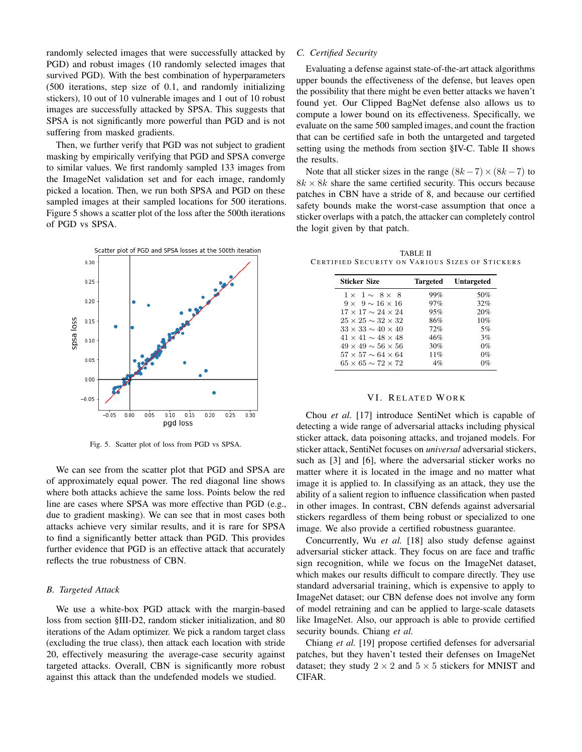randomly selected images that were successfully attacked by PGD) and robust images (10 randomly selected images that survived PGD). With the best combination of hyperparameters (500 iterations, step size of 0.1, and randomly initializing stickers), 10 out of 10 vulnerable images and 1 out of 10 robust images are successfully attacked by SPSA. This suggests that SPSA is not significantly more powerful than PGD and is not suffering from masked gradients.

Then, we further verify that PGD was not subject to gradient masking by empirically verifying that PGD and SPSA converge to similar values. We first randomly sampled 133 images from the ImageNet validation set and for each image, randomly picked a location. Then, we run both SPSA and PGD on these sampled images at their sampled locations for 500 iterations. Figure 5 shows a scatter plot of the loss after the 500th iterations of PGD vs SPSA.

Fig. 5. Scatter plot of loss from PGD vs SPSA.

We can see from the scatter plot that PGD and SPSA are of approximately equal power. The red diagonal line shows where both attacks achieve the same loss. Points below the red line are cases where SPSA was more effective than PGD (e.g., due to gradient masking). We can see that in most cases both attacks achieve very similar results, and it is rare for SPSA to find a significantly better attack than PGD. This provides further evidence that PGD is an effective attack that accurately reflects the true robustness of CBN.

### B. Targeted Attack

We use a white-box PGD attack with the margin-based loss from section §III-D2, random sticker initialization, and 80 iterations of the Adam optimizer. We pick a random target class (excluding the true class), then attack each location with stride 20, effectively measuring the average-case security against targeted attacks. Overall, CBN is significantly more robust against this attack than the undefended models we studied.

### C. Certified Security

Evaluating a defense against state-of-the-art attack algorithms upper bounds the effectiveness of the defense, but leaves open the possibility that there might be even better attacks we haven't found yet. Our Clipped BagNet defense also allows us to compute a lower bound on its effectiveness. Specifically, we evaluate on the same 500 sampled images, and count the fraction that can be certified safe in both the untargeted and targeted setting using the methods from section §IV-C. Table II shows the results.

Note that all sticker sizes in the range $(8k-7)\times(8k-7)$ to $8k \times 8k$ share the same certified security. This occurs because patches in CBN have a stride of 8, and because our certified safety bounds make the worst-case assumption that once a sticker overlaps with a patch, the attacker can completely control the logit given by that patch.

TABLE II
CERTIFIED SECURITY ON VARIOUS SIZES OF STICKERS

| Sticker Size | Targeted | Untargeted |
|---|---|---|
| $1\times 1 \sim 8\times 8$ | 99% | 50% |
| $9\times 9 \sim 16\times 16$ | 97% | 32% |
| $17\times 17 \sim 24\times 24$ | 95% | 20% |
| $25\times 25 \sim 32\times 32$ | 86% | 10% |
| $33\times 33 \sim 40\times 40$ | 72% | 5% |
| $41\times 41 \sim 48\times 48$ | 46% | 3% |
| $49\times 49 \sim 56\times 56$ | 30% | 0% |
| $57\times 57 \sim 64\times 64$ | 11% | 0% |
| $65\times 65 \sim 72\times 72$ | 4% | 0% |

## VI. Related Work

Chou *et al.* [17] introduce SentiNet which is capable of detecting a wide range of adversarial attacks including physical sticker attack, data poisoning attacks, and trojaned models. For sticker attack, SentiNet focuses on *universal* adversarial stickers, such as [3] and [6], where the adversarial sticker works no matter where it is located in the image and no matter what image it is applied to. In classifying as an attack, they use the ability of a salient region to influence classification when pasted in other images. In contrast, CBN defends against adversarial stickers regardless of them being robust or specialized to one image. We also provide a certified robustness guarantee.

Concurrently, Wu *et al.* [18] also study defense against adversarial sticker attack. They focus on are face and traffic sign recognition, while we focus on the ImageNet dataset, which makes our results difficult to compare directly. They use standard adversarial training, which is expensive to apply to ImageNet dataset; our CBN defense does not involve any form of model retraining and can be applied to large-scale datasets like ImageNet. Also, our approach is able to provide certified security bounds. Chiang *et al.*

Chiang *et al.* [19] propose certified defenses for adversarial patches, but they haven't tested their defenses on ImageNet dataset; they study $2\times 2$ and $5\times 5$ stickers for MNIST and CIFAR.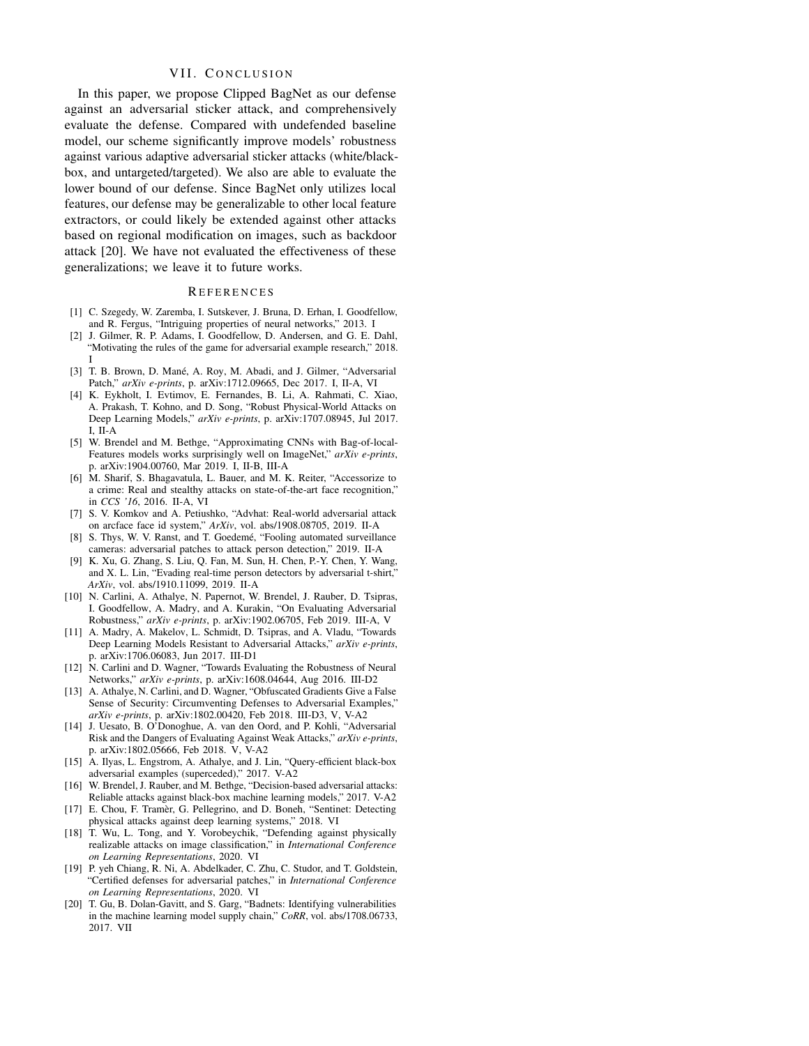## VII. Conclusion

In this paper, we propose Clipped BagNet as our defense against an adversarial sticker attack, and comprehensively evaluate the defense. Compared with undefended baseline model, our scheme significantly improve models' robustness against various adaptive adversarial sticker attacks (white/black-box, and untargeted/targeted). We also are able to evaluate the lower bound of our defense. Since BagNet only utilizes local features, our defense may be generalizable to other local feature extractors, or could likely be extended against other attacks based on regional modification on images, such as backdoor attack [20]. We have not evaluated the effectiveness of these generalizations; we leave it to future works.

## References

[1] C. Szegedy, W. Zaremba, I. Sutskever, J. Bruna, D. Erhan, I. Goodfellow, and R. Fergus, "Intriguing properties of neural networks," 2013. I

[2] J. Gilmer, R. P. Adams, I. Goodfellow, D. Andersen, and G. E. Dahl, "Motivating the rules of the game for adversarial example research," 2018. I

[3] T. B. Brown, D. Mané, A. Roy, M. Abadi, and J. Gilmer, "Adversarial Patch," *arXiv e-prints*, p. arXiv:1712.09665, Dec 2017. I, II-A, VI

[4] K. Eykholt, I. Evtimov, E. Fernandes, B. Li, A. Rahmati, C. Xiao, A. Prakash, T. Kohno, and D. Song, "Robust Physical-World Attacks on Deep Learning Models," *arXiv e-prints*, p. arXiv:1707.08945, Jul 2017. I, II-A

[5] W. Brendel and M. Bethge, "Approximating CNNs with Bag-of-local-Features models works surprisingly well on ImageNet," *arXiv e-prints*, p. arXiv:1904.00760, Mar 2019. I, II-B, III-A

[6] M. Sharif, S. Bhagavatula, L. Bauer, and M. K. Reiter, "Accessorize to a crime: Real and stealthy attacks on state-of-the-art face recognition," in *CCS '16*, 2016. II-A, VI

[7] S. V. Komkov and A. Petiushko, "Advhat: Real-world adversarial attack on arcface face id system," *ArXiv*, vol. abs/1908.08705, 2019. II-A

[8] S. Thys, W. V. Ranst, and T. Goedemé, "Fooling automated surveillance cameras: adversarial patches to attack person detection," 2019. II-A

[9] K. Xu, G. Zhang, S. Liu, Q. Fan, M. Sun, H. Chen, P.-Y. Chen, Y. Wang, and X. L. Lin, "Evading real-time person detectors by adversarial t-shirt," *ArXiv*, vol. abs/1910.11099, 2019. II-A

[10] N. Carlini, A. Athalye, N. Papernot, W. Brendel, J. Rauber, D. Tsipras, I. Goodfellow, A. Madry, and A. Kurakin, "On Evaluating Adversarial Robustness," *arXiv e-prints*, p. arXiv:1902.06705, Feb 2019. III-A, V

[11] A. Madry, A. Makelov, L. Schmidt, D. Tsipras, and A. Vladu, "Towards Deep Learning Models Resistant to Adversarial Attacks," *arXiv e-prints*, p. arXiv:1706.06083, Jun 2017. III-D1

[12] N. Carlini and D. Wagner, "Towards Evaluating the Robustness of Neural Networks," *arXiv e-prints*, p. arXiv:1608.04644, Aug 2016. III-D2

[13] A. Athalye, N. Carlini, and D. Wagner, "Obfuscated Gradients Give a False Sense of Security: Circumventing Defenses to Adversarial Examples," *arXiv e-prints*, p. arXiv:1802.00420, Feb 2018. III-D3, V, V-A2

[14] J. Uesato, B. O'Donoghue, A. van den Oord, and P. Kohli, "Adversarial Risk and the Dangers of Evaluating Against Weak Attacks," *arXiv e-prints*, p. arXiv:1802.05666, Feb 2018. V, V-A2

[15] A. Ilyas, L. Engstrom, A. Athalye, and J. Lin, "Query-efficient black-box adversarial examples (superceded)," 2017. V-A2

[16] W. Brendel, J. Rauber, and M. Bethge, "Decision-based adversarial attacks: Reliable attacks against black-box machine learning models," 2017. V-A2

[17] E. Chou, F. Tramèr, G. Pellegrino, and D. Boneh, "Sentinet: Detecting physical attacks against deep learning systems," 2018. VI

[18] T. Wu, L. Tong, and Y. Vorobeychik, "Defending against physically realizable attacks on image classification," in *International Conference on Learning Representations*, 2020. VI

[19] P. yeh Chiang, R. Ni, A. Abdelkader, C. Zhu, C. Studor, and T. Goldstein, "Certified defenses for adversarial patches," in *International Conference on Learning Representations*, 2020. VI

[20] T. Gu, B. Dolan-Gavitt, and S. Garg, "Badnets: Identifying vulnerabilities in the machine learning model supply chain," *CoRR*, vol. abs/1708.06733, 2017. VII